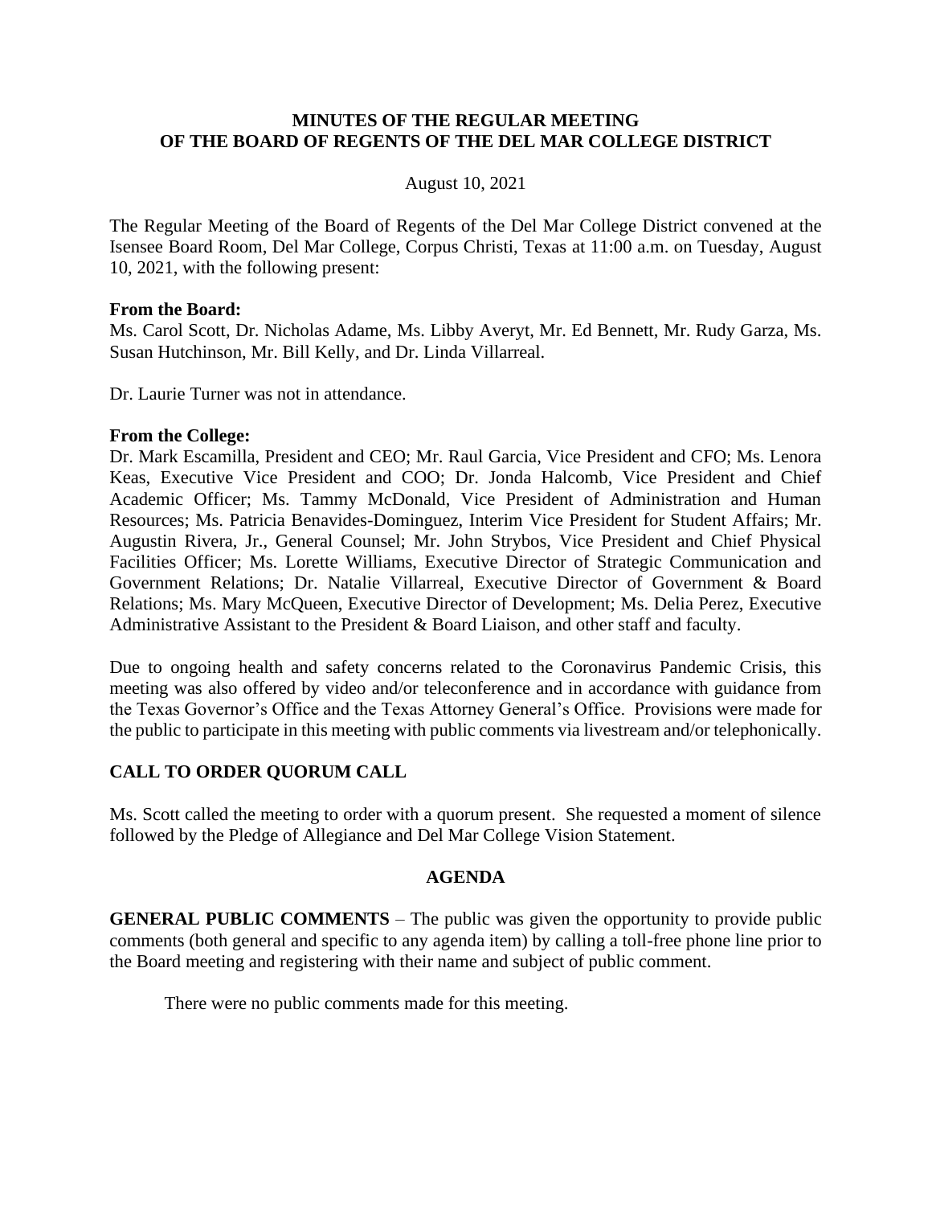# MINUTES OF THE REGULAR MEETING OF THE BOARD OF REGENTS OF THE DEL MAR COLLEGE DISTRICT

August 10, 2021

The Regular Meeting of the Board of Regents of the Del Mar College District convened at the Isensee Board Room, Del Mar College, Corpus Christi, Texas at 11:00 a.m. on Tuesday, August 10, 2021, with the following present:

**From the Board:**
Ms. Carol Scott, Dr. Nicholas Adame, Ms. Libby Averyt, Mr. Ed Bennett, Mr. Rudy Garza, Ms. Susan Hutchinson, Mr. Bill Kelly, and Dr. Linda Villarreal.

Dr. Laurie Turner was not in attendance.

**From the College:**
Dr. Mark Escamilla, President and CEO; Mr. Raul Garcia, Vice President and CFO; Ms. Lenora Keas, Executive Vice President and COO; Dr. Jonda Halcomb, Vice President and Chief Academic Officer; Ms. Tammy McDonald, Vice President of Administration and Human Resources; Ms. Patricia Benavides-Dominguez, Interim Vice President for Student Affairs; Mr. Augustin Rivera, Jr., General Counsel; Mr. John Strybos, Vice President and Chief Physical Facilities Officer; Ms. Lorette Williams, Executive Director of Strategic Communication and Government Relations; Dr. Natalie Villarreal, Executive Director of Government & Board Relations; Ms. Mary McQueen, Executive Director of Development; Ms. Delia Perez, Executive Administrative Assistant to the President & Board Liaison, and other staff and faculty.

Due to ongoing health and safety concerns related to the Coronavirus Pandemic Crisis, this meeting was also offered by video and/or teleconference and in accordance with guidance from the Texas Governor's Office and the Texas Attorney General's Office. Provisions were made for the public to participate in this meeting with public comments via livestream and/or telephonically.

## CALL TO ORDER QUORUM CALL

Ms. Scott called the meeting to order with a quorum present. She requested a moment of silence followed by the Pledge of Allegiance and Del Mar College Vision Statement.

## AGENDA

**GENERAL PUBLIC COMMENTS** – The public was given the opportunity to provide public comments (both general and specific to any agenda item) by calling a toll-free phone line prior to the Board meeting and registering with their name and subject of public comment.

There were no public comments made for this meeting.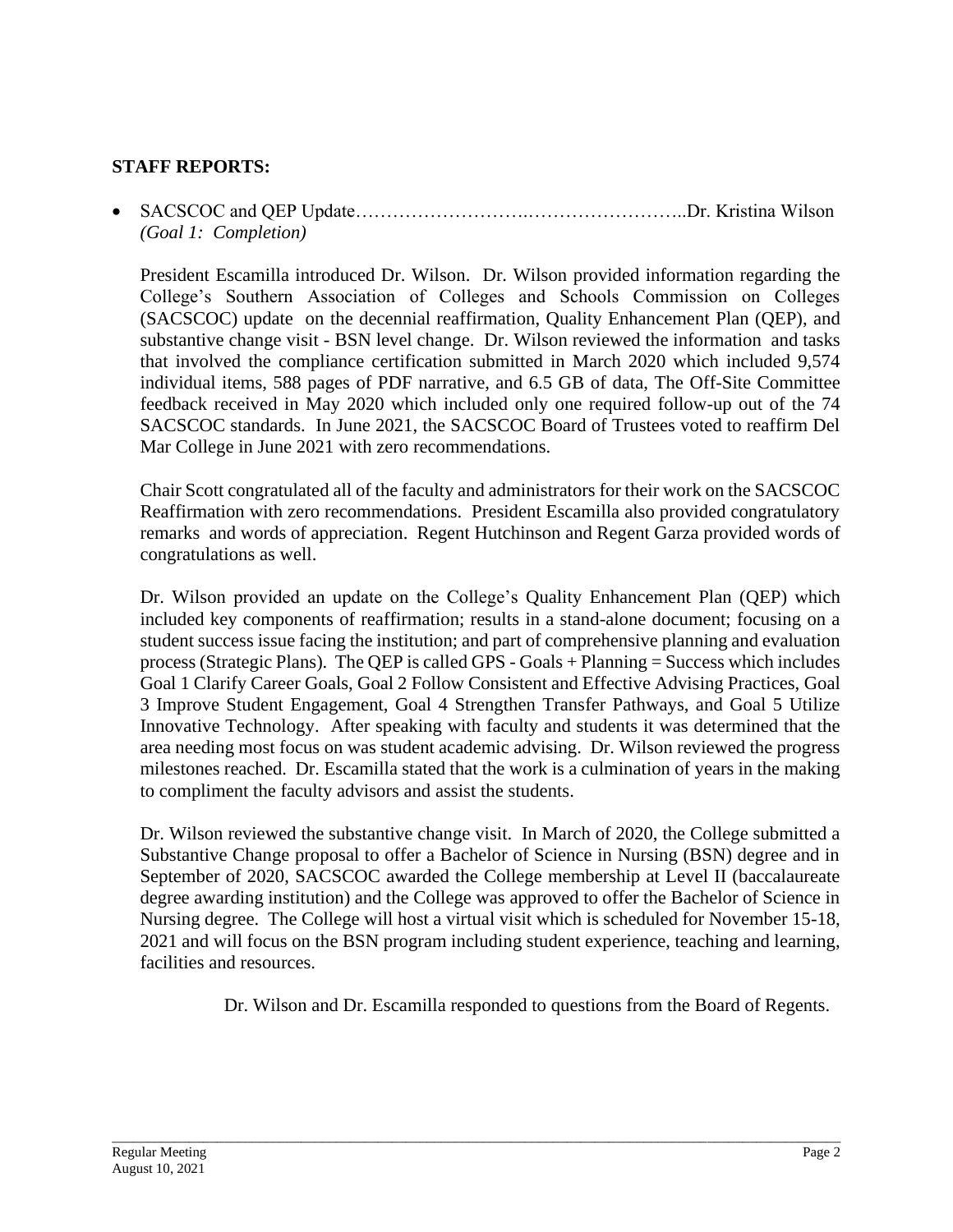**STAFF REPORTS:**

- SACSCOC and QEP Update……………………….……………………..Dr. Kristina Wilson
  *(Goal 1: Completion)*

  President Escamilla introduced Dr. Wilson. Dr. Wilson provided information regarding the College's Southern Association of Colleges and Schools Commission on Colleges (SACSCOC) update on the decennial reaffirmation, Quality Enhancement Plan (QEP), and substantive change visit - BSN level change. Dr. Wilson reviewed the information and tasks that involved the compliance certification submitted in March 2020 which included 9,574 individual items, 588 pages of PDF narrative, and 6.5 GB of data, The Off-Site Committee feedback received in May 2020 which included only one required follow-up out of the 74 SACSCOC standards. In June 2021, the SACSCOC Board of Trustees voted to reaffirm Del Mar College in June 2021 with zero recommendations.

  Chair Scott congratulated all of the faculty and administrators for their work on the SACSCOC Reaffirmation with zero recommendations. President Escamilla also provided congratulatory remarks and words of appreciation. Regent Hutchinson and Regent Garza provided words of congratulations as well.

  Dr. Wilson provided an update on the College's Quality Enhancement Plan (QEP) which included key components of reaffirmation; results in a stand-alone document; focusing on a student success issue facing the institution; and part of comprehensive planning and evaluation process (Strategic Plans). The QEP is called GPS - Goals + Planning = Success which includes Goal 1 Clarify Career Goals, Goal 2 Follow Consistent and Effective Advising Practices, Goal 3 Improve Student Engagement, Goal 4 Strengthen Transfer Pathways, and Goal 5 Utilize Innovative Technology. After speaking with faculty and students it was determined that the area needing most focus on was student academic advising. Dr. Wilson reviewed the progress milestones reached. Dr. Escamilla stated that the work is a culmination of years in the making to compliment the faculty advisors and assist the students.

  Dr. Wilson reviewed the substantive change visit. In March of 2020, the College submitted a Substantive Change proposal to offer a Bachelor of Science in Nursing (BSN) degree and in September of 2020, SACSCOC awarded the College membership at Level II (baccalaureate degree awarding institution) and the College was approved to offer the Bachelor of Science in Nursing degree. The College will host a virtual visit which is scheduled for November 15-18, 2021 and will focus on the BSN program including student experience, teaching and learning, facilities and resources.

  Dr. Wilson and Dr. Escamilla responded to questions from the Board of Regents.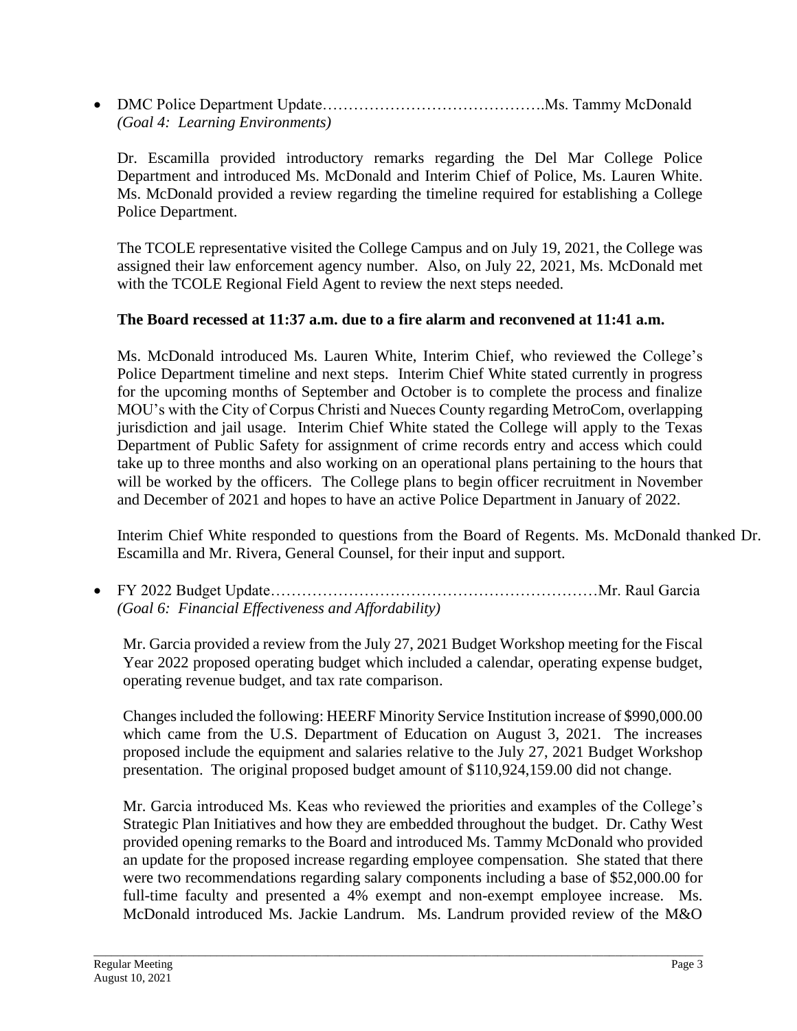- DMC Police Department Update…………………………………….Ms. Tammy McDonald
  *(Goal 4: Learning Environments)*

  Dr. Escamilla provided introductory remarks regarding the Del Mar College Police Department and introduced Ms. McDonald and Interim Chief of Police, Ms. Lauren White. Ms. McDonald provided a review regarding the timeline required for establishing a College Police Department.

  The TCOLE representative visited the College Campus and on July 19, 2021, the College was assigned their law enforcement agency number. Also, on July 22, 2021, Ms. McDonald met with the TCOLE Regional Field Agent to review the next steps needed.

  **The Board recessed at 11:37 a.m. due to a fire alarm and reconvened at 11:41 a.m.**

  Ms. McDonald introduced Ms. Lauren White, Interim Chief, who reviewed the College's Police Department timeline and next steps. Interim Chief White stated currently in progress for the upcoming months of September and October is to complete the process and finalize MOU's with the City of Corpus Christi and Nueces County regarding MetroCom, overlapping jurisdiction and jail usage. Interim Chief White stated the College will apply to the Texas Department of Public Safety for assignment of crime records entry and access which could take up to three months and also working on an operational plans pertaining to the hours that will be worked by the officers. The College plans to begin officer recruitment in November and December of 2021 and hopes to have an active Police Department in January of 2022.

  Interim Chief White responded to questions from the Board of Regents. Ms. McDonald thanked Dr. Escamilla and Mr. Rivera, General Counsel, for their input and support.

- FY 2022 Budget Update………………………………………………………Mr. Raul Garcia
  *(Goal 6: Financial Effectiveness and Affordability)*

  Mr. Garcia provided a review from the July 27, 2021 Budget Workshop meeting for the Fiscal Year 2022 proposed operating budget which included a calendar, operating expense budget, operating revenue budget, and tax rate comparison.

  Changes included the following: HEERF Minority Service Institution increase of $990,000.00 which came from the U.S. Department of Education on August 3, 2021. The increases proposed include the equipment and salaries relative to the July 27, 2021 Budget Workshop presentation. The original proposed budget amount of $110,924,159.00 did not change.

  Mr. Garcia introduced Ms. Keas who reviewed the priorities and examples of the College's Strategic Plan Initiatives and how they are embedded throughout the budget. Dr. Cathy West provided opening remarks to the Board and introduced Ms. Tammy McDonald who provided an update for the proposed increase regarding employee compensation. She stated that there were two recommendations regarding salary components including a base of $52,000.00 for full-time faculty and presented a 4% exempt and non-exempt employee increase. Ms. McDonald introduced Ms. Jackie Landrum. Ms. Landrum provided review of the M&O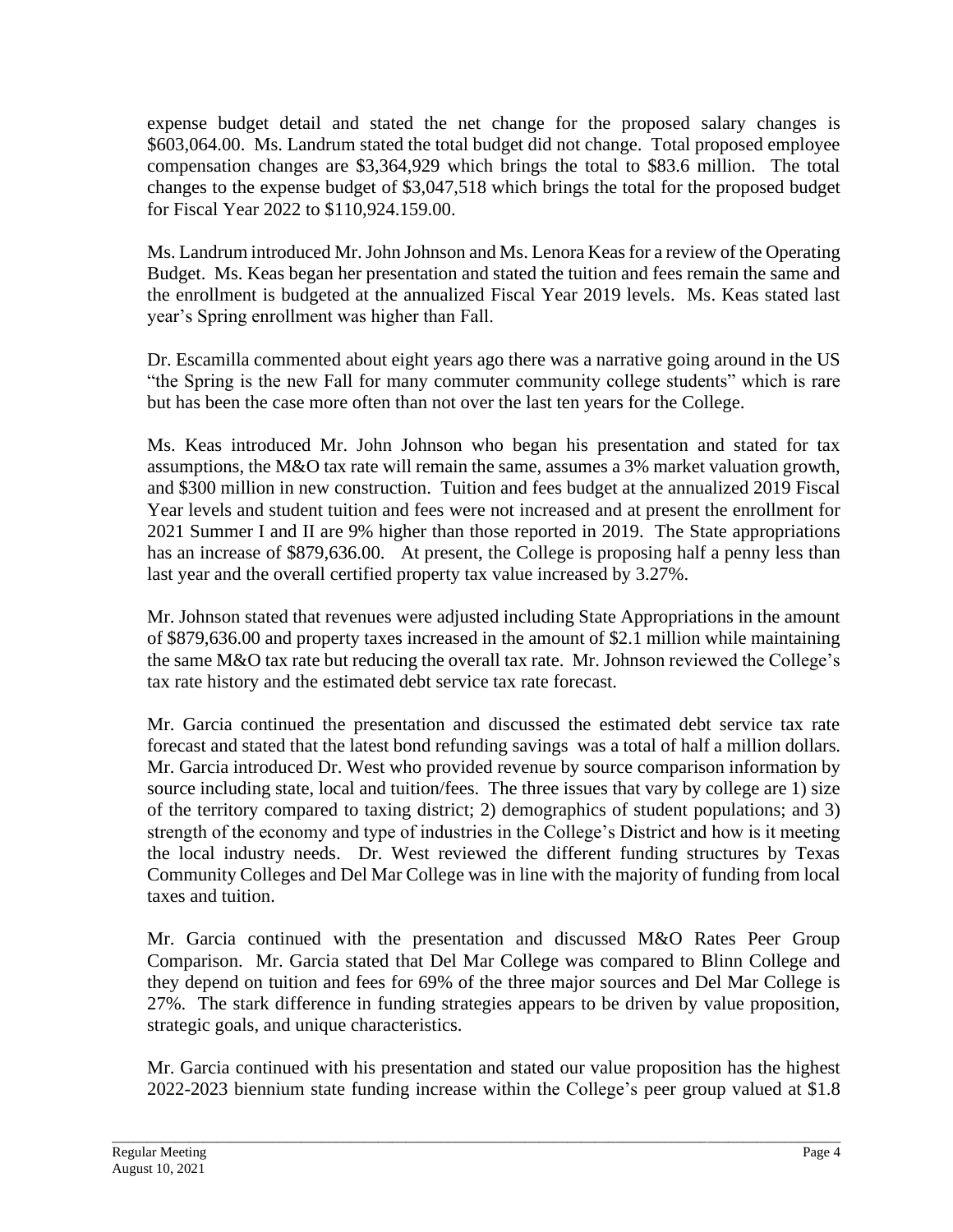expense budget detail and stated the net change for the proposed salary changes is $603,064.00. Ms. Landrum stated the total budget did not change. Total proposed employee compensation changes are $3,364,929 which brings the total to $83.6 million. The total changes to the expense budget of $3,047,518 which brings the total for the proposed budget for Fiscal Year 2022 to $110,924.159.00.

Ms. Landrum introduced Mr. John Johnson and Ms. Lenora Keas for a review of the Operating Budget. Ms. Keas began her presentation and stated the tuition and fees remain the same and the enrollment is budgeted at the annualized Fiscal Year 2019 levels. Ms. Keas stated last year's Spring enrollment was higher than Fall.

Dr. Escamilla commented about eight years ago there was a narrative going around in the US "the Spring is the new Fall for many commuter community college students" which is rare but has been the case more often than not over the last ten years for the College.

Ms. Keas introduced Mr. John Johnson who began his presentation and stated for tax assumptions, the M&O tax rate will remain the same, assumes a 3% market valuation growth, and $300 million in new construction. Tuition and fees budget at the annualized 2019 Fiscal Year levels and student tuition and fees were not increased and at present the enrollment for 2021 Summer I and II are 9% higher than those reported in 2019. The State appropriations has an increase of $879,636.00. At present, the College is proposing half a penny less than last year and the overall certified property tax value increased by 3.27%.

Mr. Johnson stated that revenues were adjusted including State Appropriations in the amount of $879,636.00 and property taxes increased in the amount of $2.1 million while maintaining the same M&O tax rate but reducing the overall tax rate. Mr. Johnson reviewed the College's tax rate history and the estimated debt service tax rate forecast.

Mr. Garcia continued the presentation and discussed the estimated debt service tax rate forecast and stated that the latest bond refunding savings was a total of half a million dollars. Mr. Garcia introduced Dr. West who provided revenue by source comparison information by source including state, local and tuition/fees. The three issues that vary by college are 1) size of the territory compared to taxing district; 2) demographics of student populations; and 3) strength of the economy and type of industries in the College's District and how is it meeting the local industry needs. Dr. West reviewed the different funding structures by Texas Community Colleges and Del Mar College was in line with the majority of funding from local taxes and tuition.

Mr. Garcia continued with the presentation and discussed M&O Rates Peer Group Comparison. Mr. Garcia stated that Del Mar College was compared to Blinn College and they depend on tuition and fees for 69% of the three major sources and Del Mar College is 27%. The stark difference in funding strategies appears to be driven by value proposition, strategic goals, and unique characteristics.

Mr. Garcia continued with his presentation and stated our value proposition has the highest 2022-2023 biennium state funding increase within the College's peer group valued at $1.8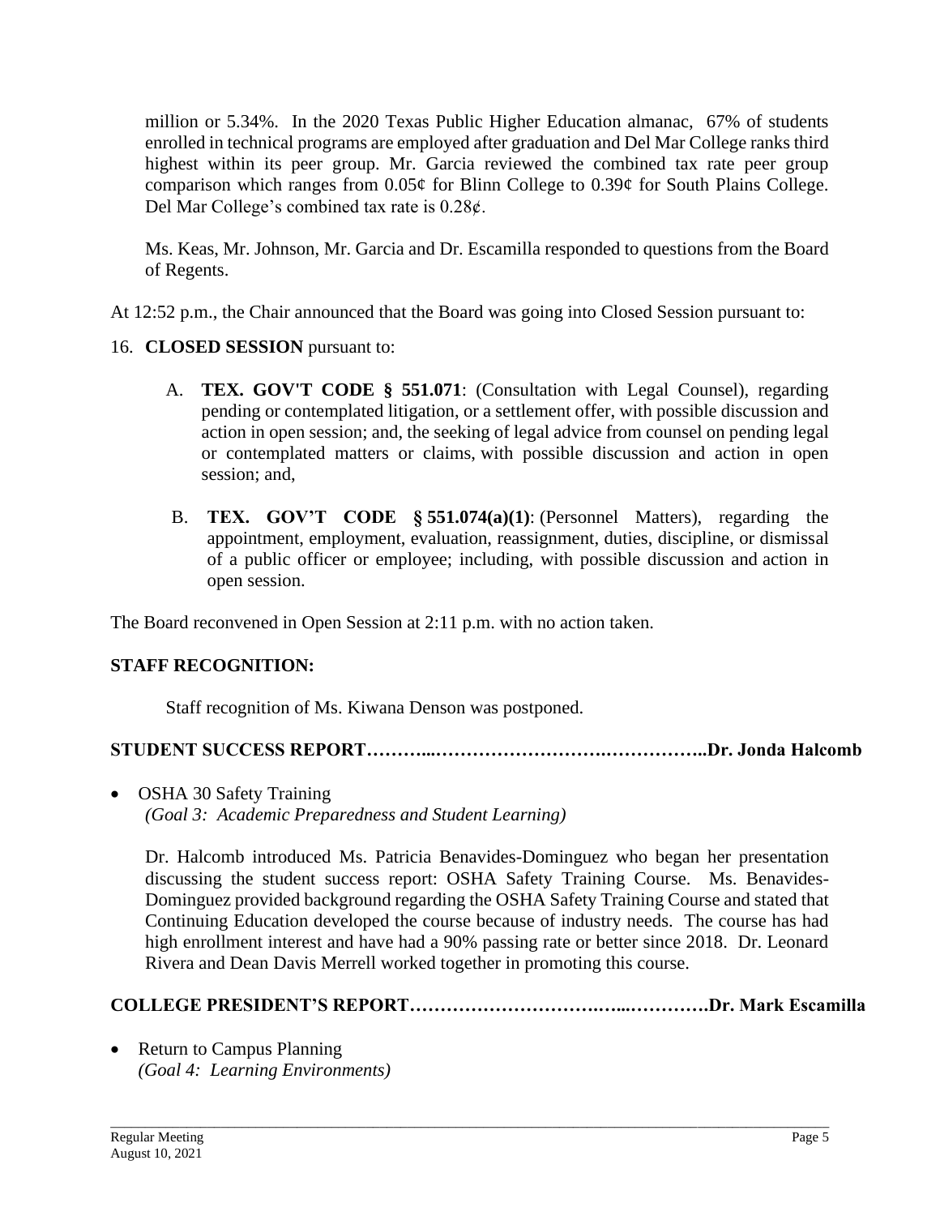million or 5.34%. In the 2020 Texas Public Higher Education almanac, 67% of students enrolled in technical programs are employed after graduation and Del Mar College ranks third highest within its peer group. Mr. Garcia reviewed the combined tax rate peer group comparison which ranges from 0.05¢ for Blinn College to 0.39¢ for South Plains College. Del Mar College's combined tax rate is 0.28¢.

Ms. Keas, Mr. Johnson, Mr. Garcia and Dr. Escamilla responded to questions from the Board of Regents.

At 12:52 p.m., the Chair announced that the Board was going into Closed Session pursuant to:

16. **CLOSED SESSION** pursuant to:

    A. **TEX. GOV'T CODE § 551.071**: (Consultation with Legal Counsel), regarding pending or contemplated litigation, or a settlement offer, with possible discussion and action in open session; and, the seeking of legal advice from counsel on pending legal or contemplated matters or claims, with possible discussion and action in open session; and,

    B. **TEX. GOV'T CODE § 551.074(a)(1)**: (Personnel Matters), regarding the appointment, employment, evaluation, reassignment, duties, discipline, or dismissal of a public officer or employee; including, with possible discussion and action in open session.

The Board reconvened in Open Session at 2:11 p.m. with no action taken.

**STAFF RECOGNITION:**

Staff recognition of Ms. Kiwana Denson was postponed.

**STUDENT SUCCESS REPORT………...……………………….……………..Dr. Jonda Halcomb**

- OSHA 30 Safety Training
  *(Goal 3: Academic Preparedness and Student Learning)*

  Dr. Halcomb introduced Ms. Patricia Benavides-Dominguez who began her presentation discussing the student success report: OSHA Safety Training Course. Ms. Benavides-Dominguez provided background regarding the OSHA Safety Training Course and stated that Continuing Education developed the course because of industry needs. The course has had high enrollment interest and have had a 90% passing rate or better since 2018. Dr. Leonard Rivera and Dean Davis Merrell worked together in promoting this course.

**COLLEGE PRESIDENT'S REPORT……………………….…...………….Dr. Mark Escamilla**

- Return to Campus Planning
  *(Goal 4: Learning Environments)*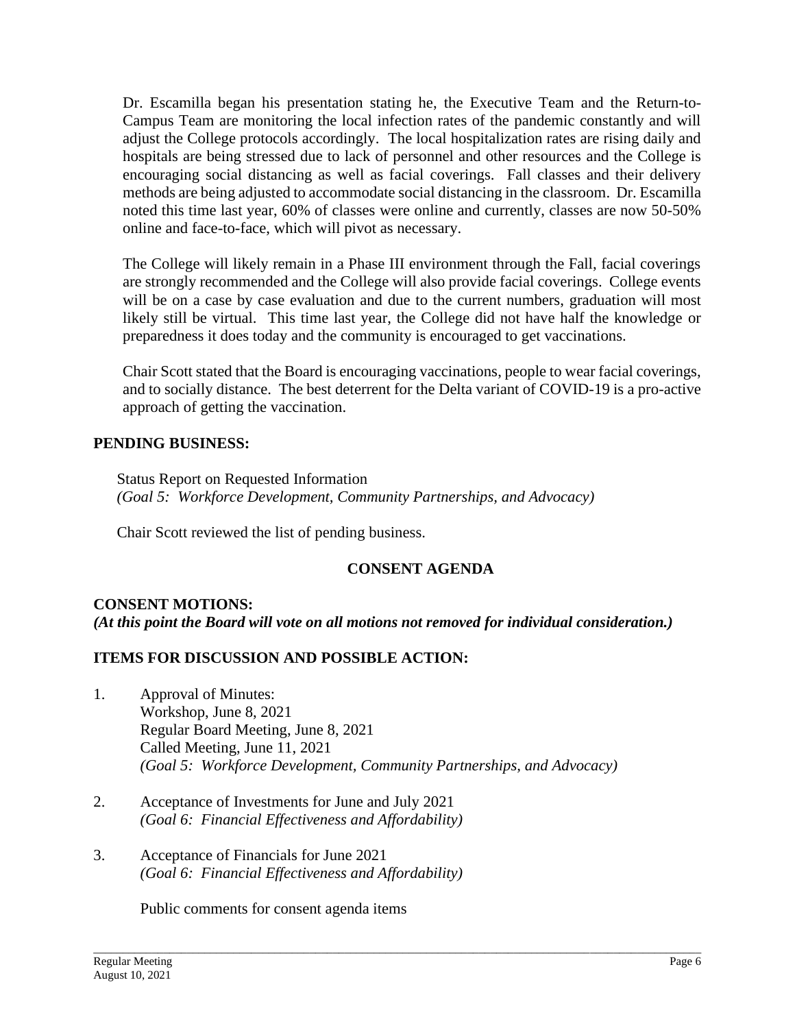Dr. Escamilla began his presentation stating he, the Executive Team and the Return-to-Campus Team are monitoring the local infection rates of the pandemic constantly and will adjust the College protocols accordingly. The local hospitalization rates are rising daily and hospitals are being stressed due to lack of personnel and other resources and the College is encouraging social distancing as well as facial coverings. Fall classes and their delivery methods are being adjusted to accommodate social distancing in the classroom. Dr. Escamilla noted this time last year, 60% of classes were online and currently, classes are now 50-50% online and face-to-face, which will pivot as necessary.

The College will likely remain in a Phase III environment through the Fall, facial coverings are strongly recommended and the College will also provide facial coverings. College events will be on a case by case evaluation and due to the current numbers, graduation will most likely still be virtual. This time last year, the College did not have half the knowledge or preparedness it does today and the community is encouraged to get vaccinations.

Chair Scott stated that the Board is encouraging vaccinations, people to wear facial coverings, and to socially distance. The best deterrent for the Delta variant of COVID-19 is a pro-active approach of getting the vaccination.

**PENDING BUSINESS:**

Status Report on Requested Information
*(Goal 5: Workforce Development, Community Partnerships, and Advocacy)*

Chair Scott reviewed the list of pending business.

## CONSENT AGENDA

**CONSENT MOTIONS:**
***(At this point the Board will vote on all motions not removed for individual consideration.)***

**ITEMS FOR DISCUSSION AND POSSIBLE ACTION:**

1. Approval of Minutes:
   Workshop, June 8, 2021
   Regular Board Meeting, June 8, 2021
   Called Meeting, June 11, 2021
   *(Goal 5: Workforce Development, Community Partnerships, and Advocacy)*

2. Acceptance of Investments for June and July 2021
   *(Goal 6: Financial Effectiveness and Affordability)*

3. Acceptance of Financials for June 2021
   *(Goal 6: Financial Effectiveness and Affordability)*

   Public comments for consent agenda items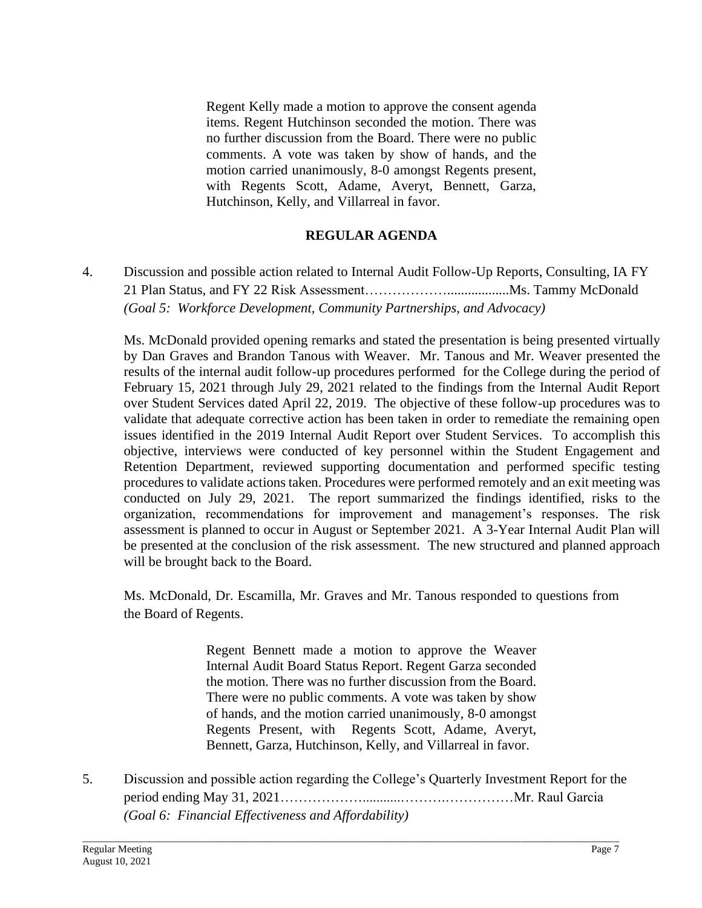Regent Kelly made a motion to approve the consent agenda items. Regent Hutchinson seconded the motion. There was no further discussion from the Board. There were no public comments. A vote was taken by show of hands, and the motion carried unanimously, 8-0 amongst Regents present, with Regents Scott, Adame, Averyt, Bennett, Garza, Hutchinson, Kelly, and Villarreal in favor.

## REGULAR AGENDA

4. Discussion and possible action related to Internal Audit Follow-Up Reports, Consulting, IA FY 21 Plan Status, and FY 22 Risk Assessment……………….................Ms. Tammy McDonald *(Goal 5: Workforce Development, Community Partnerships, and Advocacy)*

Ms. McDonald provided opening remarks and stated the presentation is being presented virtually by Dan Graves and Brandon Tanous with Weaver. Mr. Tanous and Mr. Weaver presented the results of the internal audit follow-up procedures performed for the College during the period of February 15, 2021 through July 29, 2021 related to the findings from the Internal Audit Report over Student Services dated April 22, 2019. The objective of these follow-up procedures was to validate that adequate corrective action has been taken in order to remediate the remaining open issues identified in the 2019 Internal Audit Report over Student Services. To accomplish this objective, interviews were conducted of key personnel within the Student Engagement and Retention Department, reviewed supporting documentation and performed specific testing procedures to validate actions taken. Procedures were performed remotely and an exit meeting was conducted on July 29, 2021. The report summarized the findings identified, risks to the organization, recommendations for improvement and management's responses. The risk assessment is planned to occur in August or September 2021. A 3-Year Internal Audit Plan will be presented at the conclusion of the risk assessment. The new structured and planned approach will be brought back to the Board.

Ms. McDonald, Dr. Escamilla, Mr. Graves and Mr. Tanous responded to questions from the Board of Regents.

Regent Bennett made a motion to approve the Weaver Internal Audit Board Status Report. Regent Garza seconded the motion. There was no further discussion from the Board. There were no public comments. A vote was taken by show of hands, and the motion carried unanimously, 8-0 amongst Regents Present, with Regents Scott, Adame, Averyt, Bennett, Garza, Hutchinson, Kelly, and Villarreal in favor.

5. Discussion and possible action regarding the College's Quarterly Investment Report for the period ending May 31, 2021……………….........……….……………Mr. Raul Garcia *(Goal 6: Financial Effectiveness and Affordability)*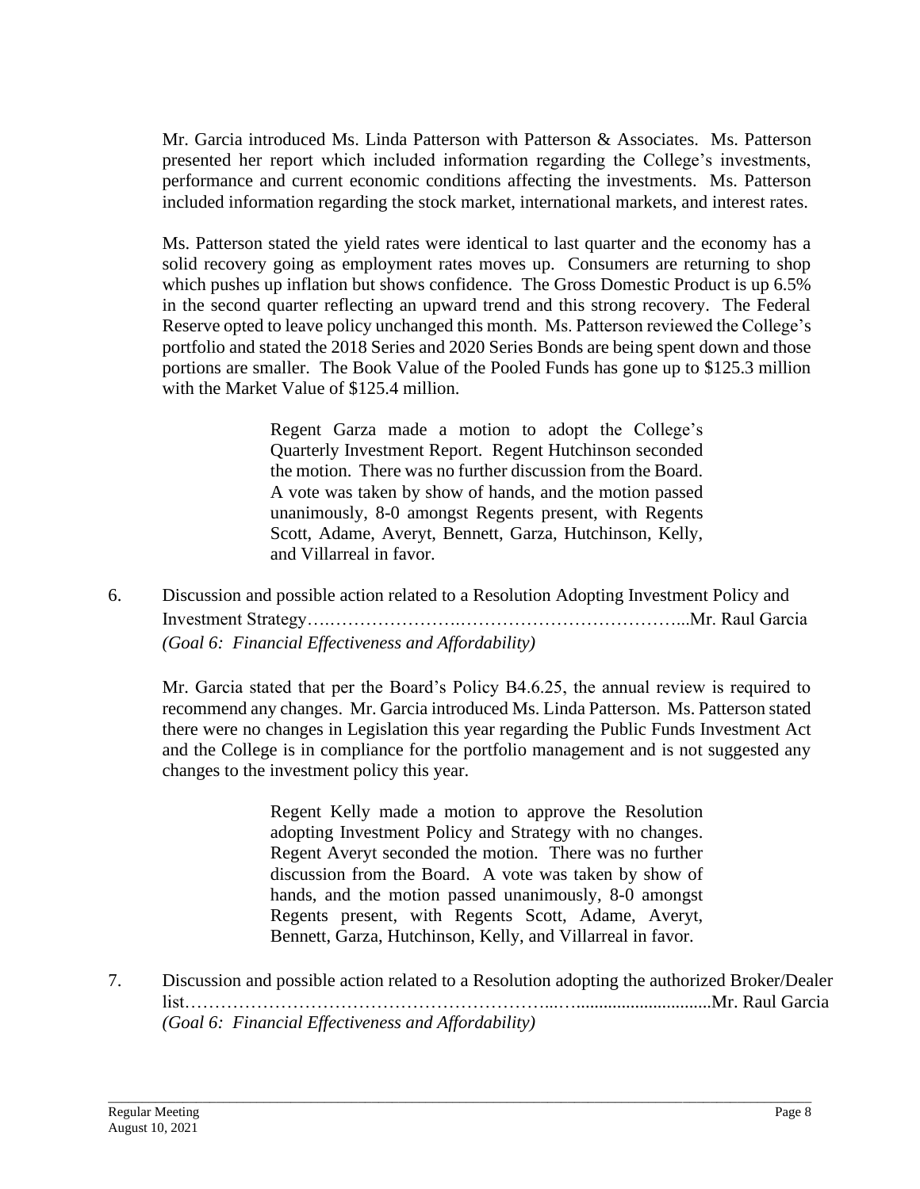Mr. Garcia introduced Ms. Linda Patterson with Patterson & Associates. Ms. Patterson presented her report which included information regarding the College's investments, performance and current economic conditions affecting the investments. Ms. Patterson included information regarding the stock market, international markets, and interest rates.

Ms. Patterson stated the yield rates were identical to last quarter and the economy has a solid recovery going as employment rates moves up. Consumers are returning to shop which pushes up inflation but shows confidence. The Gross Domestic Product is up 6.5% in the second quarter reflecting an upward trend and this strong recovery. The Federal Reserve opted to leave policy unchanged this month. Ms. Patterson reviewed the College's portfolio and stated the 2018 Series and 2020 Series Bonds are being spent down and those portions are smaller. The Book Value of the Pooled Funds has gone up to $125.3 million with the Market Value of $125.4 million.

> Regent Garza made a motion to adopt the College's Quarterly Investment Report. Regent Hutchinson seconded the motion. There was no further discussion from the Board. A vote was taken by show of hands, and the motion passed unanimously, 8-0 amongst Regents present, with Regents Scott, Adame, Averyt, Bennett, Garza, Hutchinson, Kelly, and Villarreal in favor.

6. Discussion and possible action related to a Resolution Adopting Investment Policy and Investment Strategy…………………….………………………………...Mr. Raul Garcia
*(Goal 6: Financial Effectiveness and Affordability)*

Mr. Garcia stated that per the Board's Policy B4.6.25, the annual review is required to recommend any changes. Mr. Garcia introduced Ms. Linda Patterson. Ms. Patterson stated there were no changes in Legislation this year regarding the Public Funds Investment Act and the College is in compliance for the portfolio management and is not suggested any changes to the investment policy this year.

> Regent Kelly made a motion to approve the Resolution adopting Investment Policy and Strategy with no changes. Regent Averyt seconded the motion. There was no further discussion from the Board. A vote was taken by show of hands, and the motion passed unanimously, 8-0 amongst Regents present, with Regents Scott, Adame, Averyt, Bennett, Garza, Hutchinson, Kelly, and Villarreal in favor.

7. Discussion and possible action related to a Resolution adopting the authorized Broker/Dealer list…………………………………………………...…..............................Mr. Raul Garcia
*(Goal 6: Financial Effectiveness and Affordability)*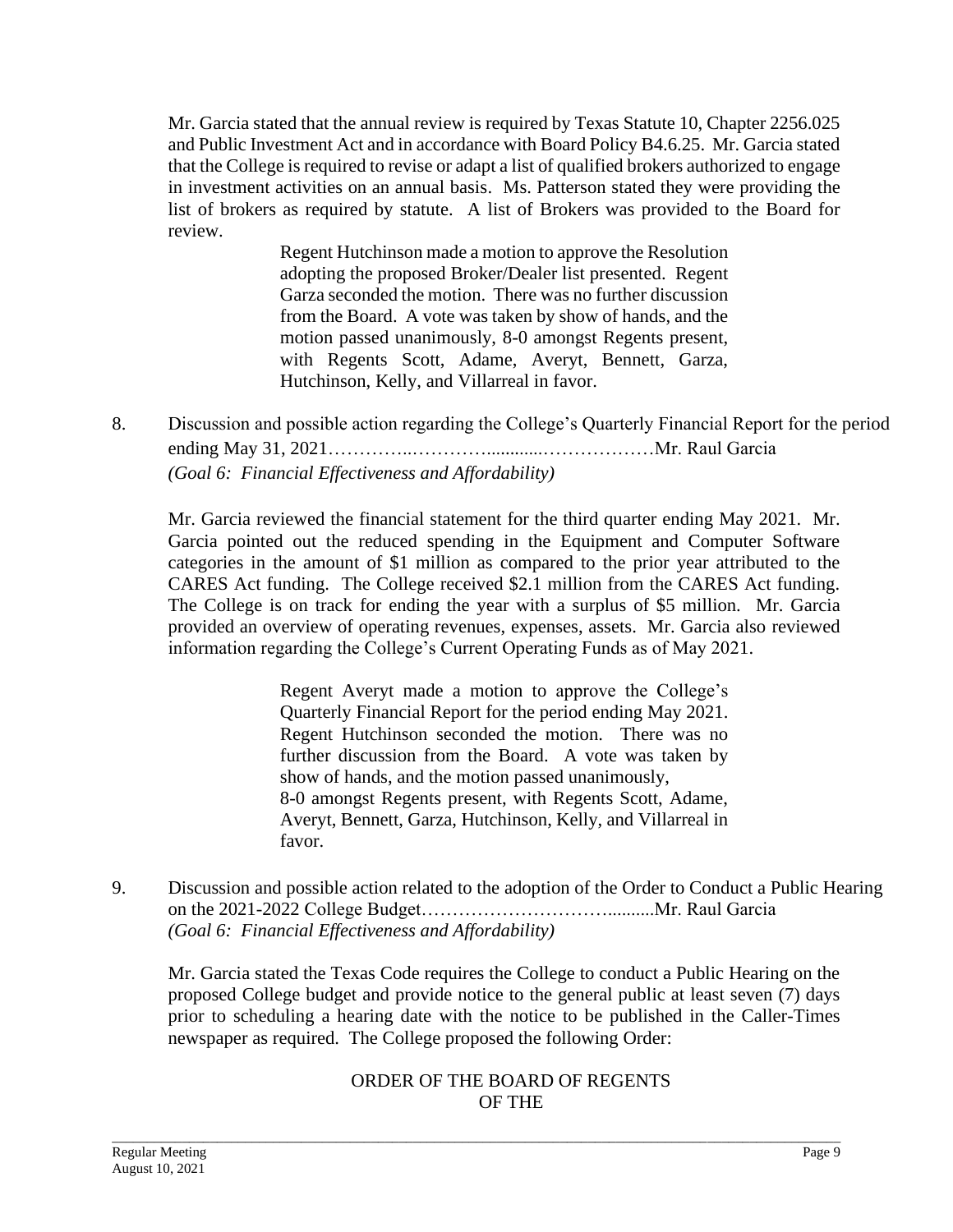Mr. Garcia stated that the annual review is required by Texas Statute 10, Chapter 2256.025 and Public Investment Act and in accordance with Board Policy B4.6.25. Mr. Garcia stated that the College is required to revise or adapt a list of qualified brokers authorized to engage in investment activities on an annual basis. Ms. Patterson stated they were providing the list of brokers as required by statute. A list of Brokers was provided to the Board for review.

> Regent Hutchinson made a motion to approve the Resolution adopting the proposed Broker/Dealer list presented. Regent Garza seconded the motion. There was no further discussion from the Board. A vote was taken by show of hands, and the motion passed unanimously, 8-0 amongst Regents present, with Regents Scott, Adame, Averyt, Bennett, Garza, Hutchinson, Kelly, and Villarreal in favor.

8. Discussion and possible action regarding the College's Quarterly Financial Report for the period ending May 31, 2021…………..………….............………………Mr. Raul Garcia
   *(Goal 6: Financial Effectiveness and Affordability)*

   Mr. Garcia reviewed the financial statement for the third quarter ending May 2021. Mr. Garcia pointed out the reduced spending in the Equipment and Computer Software categories in the amount of $1 million as compared to the prior year attributed to the CARES Act funding. The College received $2.1 million from the CARES Act funding. The College is on track for ending the year with a surplus of $5 million. Mr. Garcia provided an overview of operating revenues, expenses, assets. Mr. Garcia also reviewed information regarding the College's Current Operating Funds as of May 2021.

> Regent Averyt made a motion to approve the College's Quarterly Financial Report for the period ending May 2021. Regent Hutchinson seconded the motion. There was no further discussion from the Board. A vote was taken by show of hands, and the motion passed unanimously, 8-0 amongst Regents present, with Regents Scott, Adame, Averyt, Bennett, Garza, Hutchinson, Kelly, and Villarreal in favor.

9. Discussion and possible action related to the adoption of the Order to Conduct a Public Hearing on the 2021-2022 College Budget………………………….........Mr. Raul Garcia
   *(Goal 6: Financial Effectiveness and Affordability)*

   Mr. Garcia stated the Texas Code requires the College to conduct a Public Hearing on the proposed College budget and provide notice to the general public at least seven (7) days prior to scheduling a hearing date with the notice to be published in the Caller-Times newspaper as required. The College proposed the following Order:

ORDER OF THE BOARD OF REGENTS
OF THE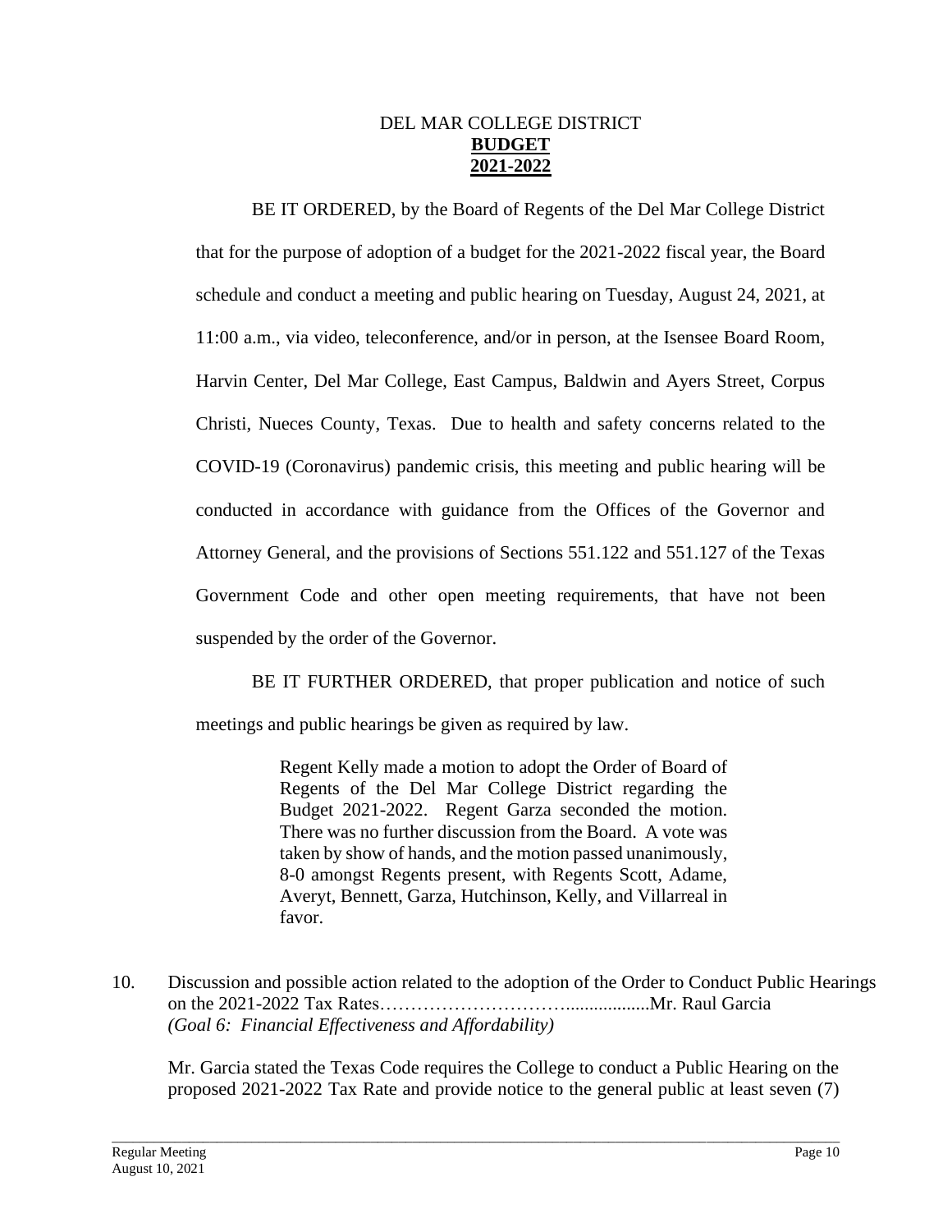DEL MAR COLLEGE DISTRICT
**BUDGET**
**2021-2022**

BE IT ORDERED, by the Board of Regents of the Del Mar College District that for the purpose of adoption of a budget for the 2021-2022 fiscal year, the Board schedule and conduct a meeting and public hearing on Tuesday, August 24, 2021, at 11:00 a.m., via video, teleconference, and/or in person, at the Isensee Board Room, Harvin Center, Del Mar College, East Campus, Baldwin and Ayers Street, Corpus Christi, Nueces County, Texas. Due to health and safety concerns related to the COVID-19 (Coronavirus) pandemic crisis, this meeting and public hearing will be conducted in accordance with guidance from the Offices of the Governor and Attorney General, and the provisions of Sections 551.122 and 551.127 of the Texas Government Code and other open meeting requirements, that have not been suspended by the order of the Governor.

BE IT FURTHER ORDERED, that proper publication and notice of such meetings and public hearings be given as required by law.

> Regent Kelly made a motion to adopt the Order of Board of Regents of the Del Mar College District regarding the Budget 2021-2022. Regent Garza seconded the motion. There was no further discussion from the Board. A vote was taken by show of hands, and the motion passed unanimously, 8-0 amongst Regents present, with Regents Scott, Adame, Averyt, Bennett, Garza, Hutchinson, Kelly, and Villarreal in favor.

10. Discussion and possible action related to the adoption of the Order to Conduct Public Hearings on the 2021-2022 Tax Rates………………………..................Mr. Raul Garcia
*(Goal 6: Financial Effectiveness and Affordability)*

Mr. Garcia stated the Texas Code requires the College to conduct a Public Hearing on the proposed 2021-2022 Tax Rate and provide notice to the general public at least seven (7)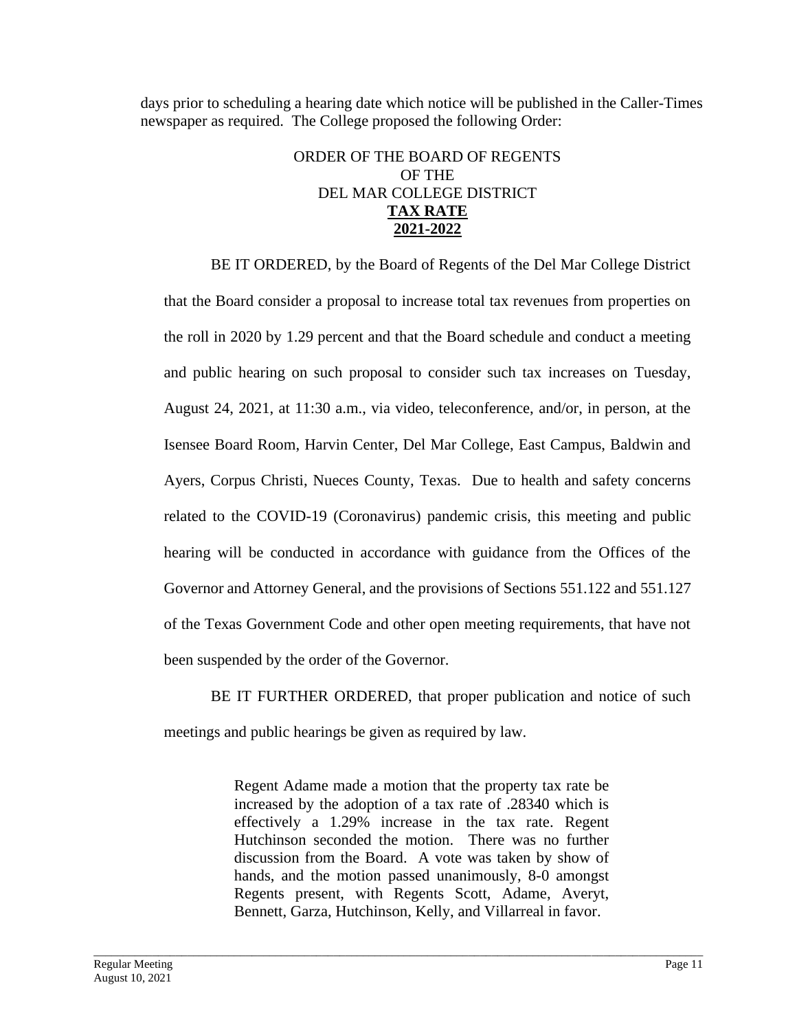days prior to scheduling a hearing date which notice will be published in the Caller-Times newspaper as required. The College proposed the following Order:

ORDER OF THE BOARD OF REGENTS
OF THE
DEL MAR COLLEGE DISTRICT
**TAX RATE**
**2021-2022**

BE IT ORDERED, by the Board of Regents of the Del Mar College District that the Board consider a proposal to increase total tax revenues from properties on the roll in 2020 by 1.29 percent and that the Board schedule and conduct a meeting and public hearing on such proposal to consider such tax increases on Tuesday, August 24, 2021, at 11:30 a.m., via video, teleconference, and/or, in person, at the Isensee Board Room, Harvin Center, Del Mar College, East Campus, Baldwin and Ayers, Corpus Christi, Nueces County, Texas. Due to health and safety concerns related to the COVID-19 (Coronavirus) pandemic crisis, this meeting and public hearing will be conducted in accordance with guidance from the Offices of the Governor and Attorney General, and the provisions of Sections 551.122 and 551.127 of the Texas Government Code and other open meeting requirements, that have not been suspended by the order of the Governor.

BE IT FURTHER ORDERED, that proper publication and notice of such meetings and public hearings be given as required by law.

> Regent Adame made a motion that the property tax rate be increased by the adoption of a tax rate of .28340 which is effectively a 1.29% increase in the tax rate. Regent Hutchinson seconded the motion. There was no further discussion from the Board. A vote was taken by show of hands, and the motion passed unanimously, 8-0 amongst Regents present, with Regents Scott, Adame, Averyt, Bennett, Garza, Hutchinson, Kelly, and Villarreal in favor.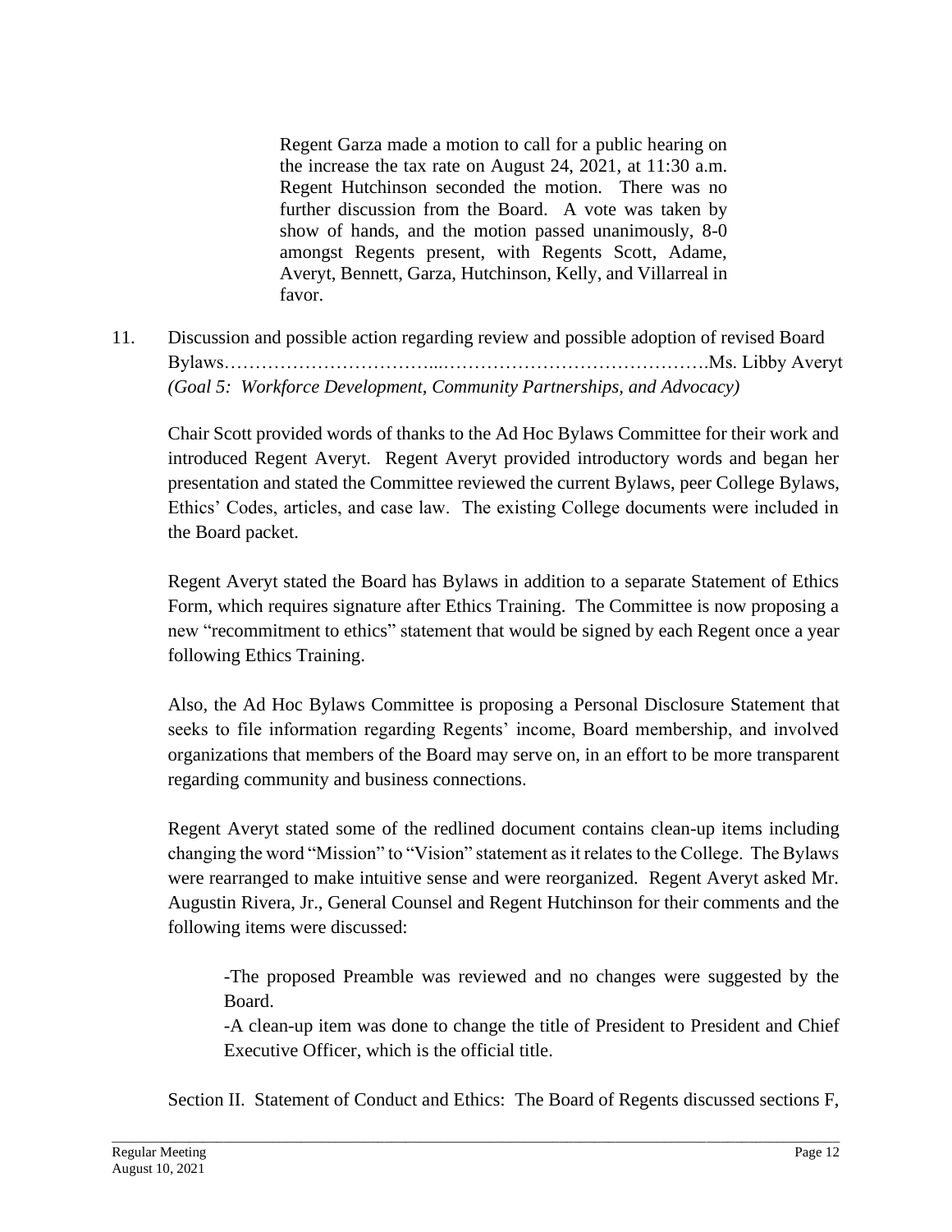Regent Garza made a motion to call for a public hearing on the increase the tax rate on August 24, 2021, at 11:30 a.m. Regent Hutchinson seconded the motion. There was no further discussion from the Board. A vote was taken by show of hands, and the motion passed unanimously, 8-0 amongst Regents present, with Regents Scott, Adame, Averyt, Bennett, Garza, Hutchinson, Kelly, and Villarreal in favor.

11. Discussion and possible action regarding review and possible adoption of revised Board Bylaws…………………………...…………………………………….Ms. Libby Averyt
*(Goal 5: Workforce Development, Community Partnerships, and Advocacy)*

Chair Scott provided words of thanks to the Ad Hoc Bylaws Committee for their work and introduced Regent Averyt. Regent Averyt provided introductory words and began her presentation and stated the Committee reviewed the current Bylaws, peer College Bylaws, Ethics' Codes, articles, and case law. The existing College documents were included in the Board packet.

Regent Averyt stated the Board has Bylaws in addition to a separate Statement of Ethics Form, which requires signature after Ethics Training. The Committee is now proposing a new "recommitment to ethics" statement that would be signed by each Regent once a year following Ethics Training.

Also, the Ad Hoc Bylaws Committee is proposing a Personal Disclosure Statement that seeks to file information regarding Regents' income, Board membership, and involved organizations that members of the Board may serve on, in an effort to be more transparent regarding community and business connections.

Regent Averyt stated some of the redlined document contains clean-up items including changing the word "Mission" to "Vision" statement as it relates to the College. The Bylaws were rearranged to make intuitive sense and were reorganized. Regent Averyt asked Mr. Augustin Rivera, Jr., General Counsel and Regent Hutchinson for their comments and the following items were discussed:

-The proposed Preamble was reviewed and no changes were suggested by the Board.

-A clean-up item was done to change the title of President to President and Chief Executive Officer, which is the official title.

Section II. Statement of Conduct and Ethics: The Board of Regents discussed sections F,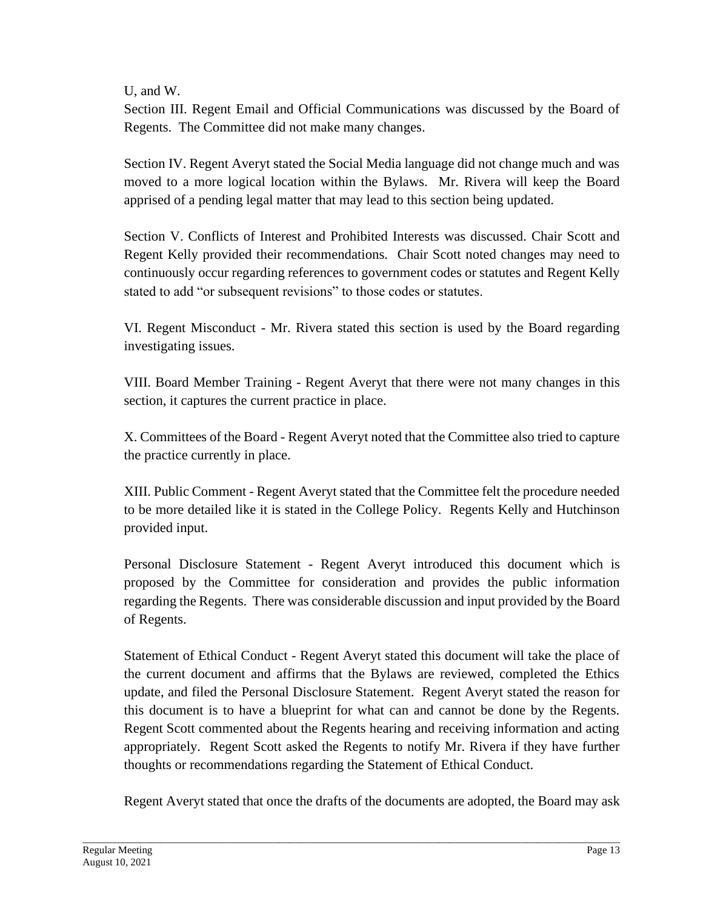U, and W.

Section III. Regent Email and Official Communications was discussed by the Board of Regents. The Committee did not make many changes.

Section IV. Regent Averyt stated the Social Media language did not change much and was moved to a more logical location within the Bylaws. Mr. Rivera will keep the Board apprised of a pending legal matter that may lead to this section being updated.

Section V. Conflicts of Interest and Prohibited Interests was discussed. Chair Scott and Regent Kelly provided their recommendations. Chair Scott noted changes may need to continuously occur regarding references to government codes or statutes and Regent Kelly stated to add "or subsequent revisions" to those codes or statutes.

VI. Regent Misconduct - Mr. Rivera stated this section is used by the Board regarding investigating issues.

VIII. Board Member Training - Regent Averyt that there were not many changes in this section, it captures the current practice in place.

X. Committees of the Board - Regent Averyt noted that the Committee also tried to capture the practice currently in place.

XIII. Public Comment - Regent Averyt stated that the Committee felt the procedure needed to be more detailed like it is stated in the College Policy. Regents Kelly and Hutchinson provided input.

Personal Disclosure Statement - Regent Averyt introduced this document which is proposed by the Committee for consideration and provides the public information regarding the Regents. There was considerable discussion and input provided by the Board of Regents.

Statement of Ethical Conduct - Regent Averyt stated this document will take the place of the current document and affirms that the Bylaws are reviewed, completed the Ethics update, and filed the Personal Disclosure Statement. Regent Averyt stated the reason for this document is to have a blueprint for what can and cannot be done by the Regents. Regent Scott commented about the Regents hearing and receiving information and acting appropriately. Regent Scott asked the Regents to notify Mr. Rivera if they have further thoughts or recommendations regarding the Statement of Ethical Conduct.

Regent Averyt stated that once the drafts of the documents are adopted, the Board may ask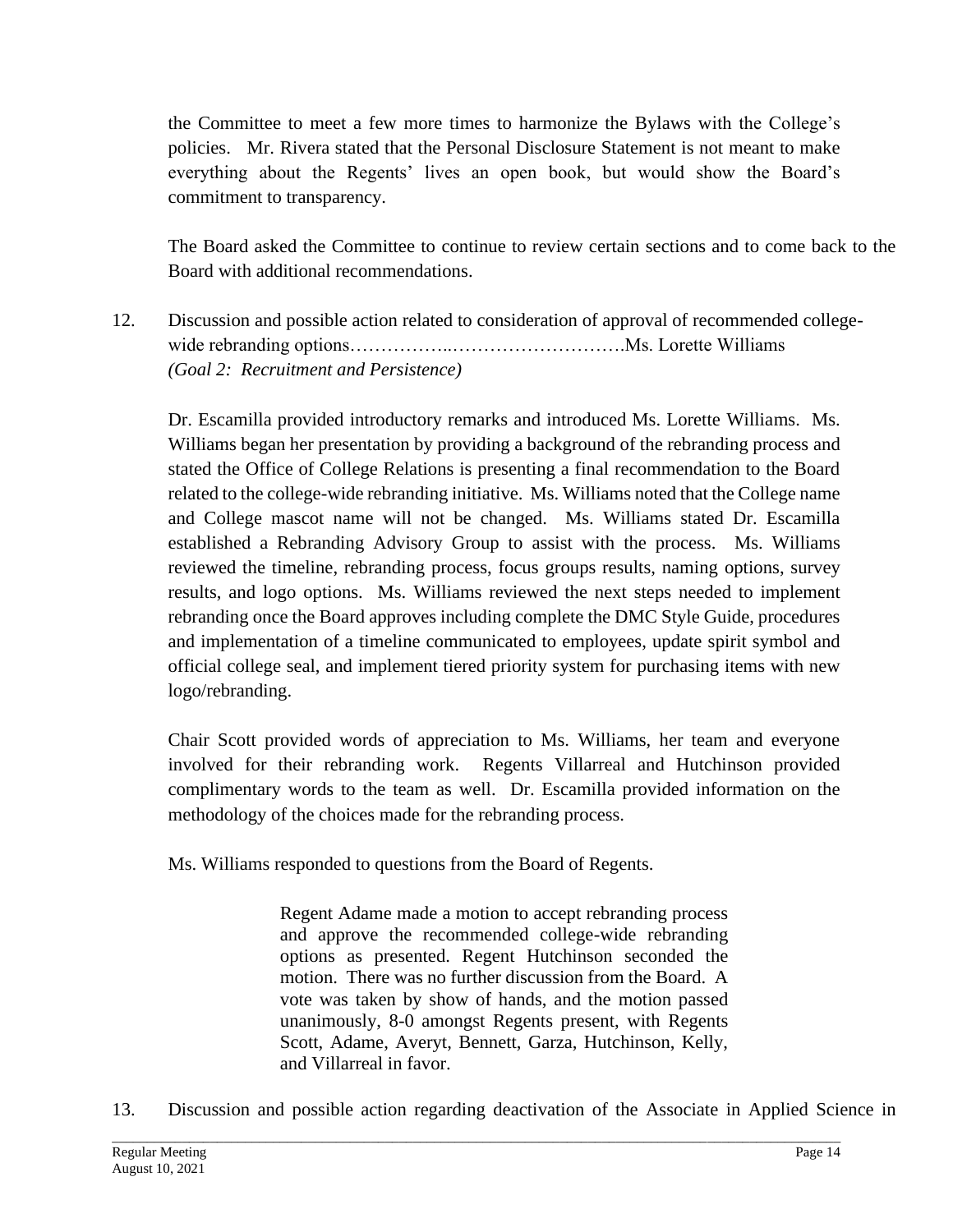the Committee to meet a few more times to harmonize the Bylaws with the College's policies. Mr. Rivera stated that the Personal Disclosure Statement is not meant to make everything about the Regents' lives an open book, but would show the Board's commitment to transparency.

The Board asked the Committee to continue to review certain sections and to come back to the Board with additional recommendations.

12. Discussion and possible action related to consideration of approval of recommended college-wide rebranding options……………..……………………….Ms. Lorette Williams
*(Goal 2: Recruitment and Persistence)*

Dr. Escamilla provided introductory remarks and introduced Ms. Lorette Williams. Ms. Williams began her presentation by providing a background of the rebranding process and stated the Office of College Relations is presenting a final recommendation to the Board related to the college-wide rebranding initiative. Ms. Williams noted that the College name and College mascot name will not be changed. Ms. Williams stated Dr. Escamilla established a Rebranding Advisory Group to assist with the process. Ms. Williams reviewed the timeline, rebranding process, focus groups results, naming options, survey results, and logo options. Ms. Williams reviewed the next steps needed to implement rebranding once the Board approves including complete the DMC Style Guide, procedures and implementation of a timeline communicated to employees, update spirit symbol and official college seal, and implement tiered priority system for purchasing items with new logo/rebranding.

Chair Scott provided words of appreciation to Ms. Williams, her team and everyone involved for their rebranding work. Regents Villarreal and Hutchinson provided complimentary words to the team as well. Dr. Escamilla provided information on the methodology of the choices made for the rebranding process.

Ms. Williams responded to questions from the Board of Regents.

> Regent Adame made a motion to accept rebranding process and approve the recommended college-wide rebranding options as presented. Regent Hutchinson seconded the motion. There was no further discussion from the Board. A vote was taken by show of hands, and the motion passed unanimously, 8-0 amongst Regents present, with Regents Scott, Adame, Averyt, Bennett, Garza, Hutchinson, Kelly, and Villarreal in favor.

13. Discussion and possible action regarding deactivation of the Associate in Applied Science in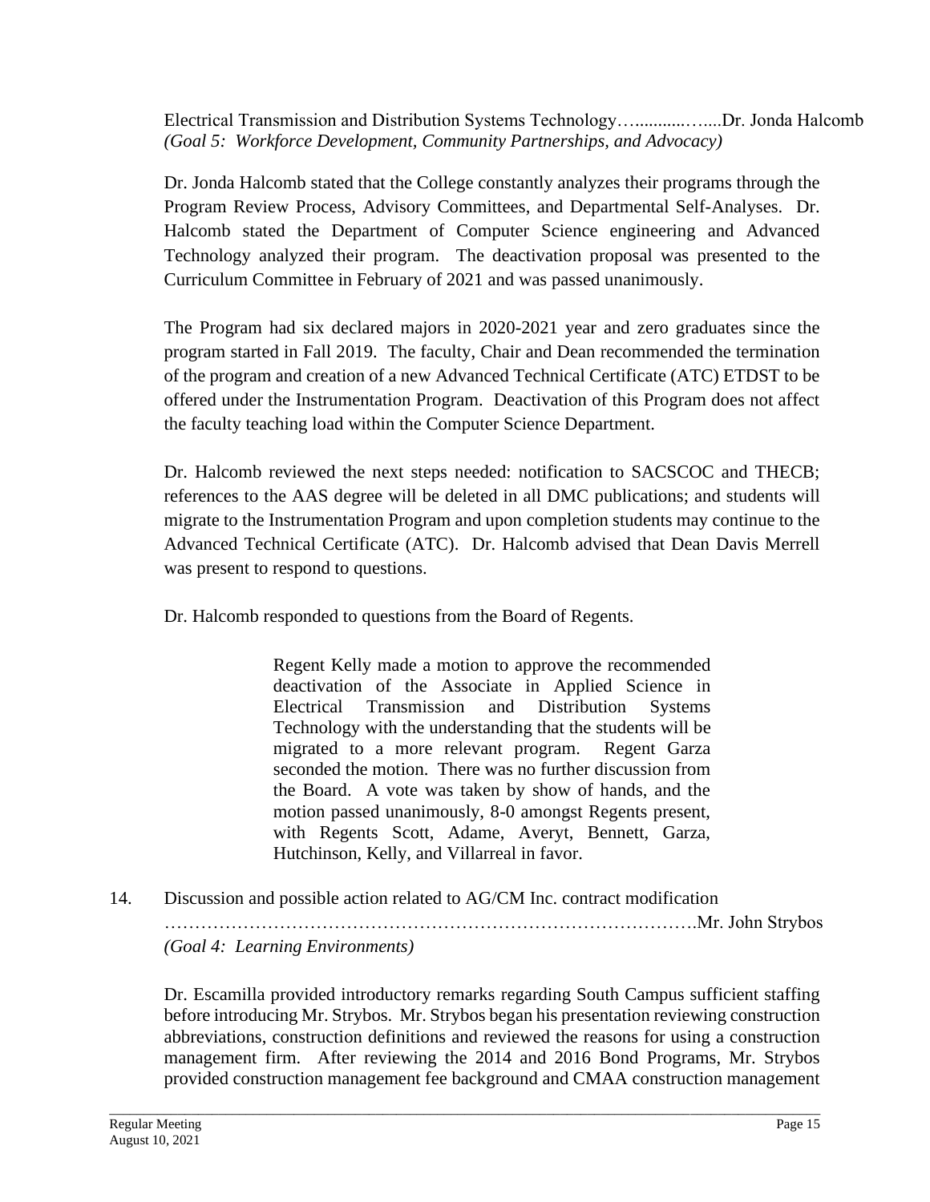Electrical Transmission and Distribution Systems Technology…...........…....Dr. Jonda Halcomb
*(Goal 5: Workforce Development, Community Partnerships, and Advocacy)*

Dr. Jonda Halcomb stated that the College constantly analyzes their programs through the Program Review Process, Advisory Committees, and Departmental Self-Analyses. Dr. Halcomb stated the Department of Computer Science engineering and Advanced Technology analyzed their program. The deactivation proposal was presented to the Curriculum Committee in February of 2021 and was passed unanimously.

The Program had six declared majors in 2020-2021 year and zero graduates since the program started in Fall 2019. The faculty, Chair and Dean recommended the termination of the program and creation of a new Advanced Technical Certificate (ATC) ETDST to be offered under the Instrumentation Program. Deactivation of this Program does not affect the faculty teaching load within the Computer Science Department.

Dr. Halcomb reviewed the next steps needed: notification to SACSCOC and THECB; references to the AAS degree will be deleted in all DMC publications; and students will migrate to the Instrumentation Program and upon completion students may continue to the Advanced Technical Certificate (ATC). Dr. Halcomb advised that Dean Davis Merrell was present to respond to questions.

Dr. Halcomb responded to questions from the Board of Regents.

> Regent Kelly made a motion to approve the recommended deactivation of the Associate in Applied Science in Electrical Transmission and Distribution Systems Technology with the understanding that the students will be migrated to a more relevant program. Regent Garza seconded the motion. There was no further discussion from the Board. A vote was taken by show of hands, and the motion passed unanimously, 8-0 amongst Regents present, with Regents Scott, Adame, Averyt, Bennett, Garza, Hutchinson, Kelly, and Villarreal in favor.

14. Discussion and possible action related to AG/CM Inc. contract modification ……………………………………………………………………………….Mr. John Strybos
*(Goal 4: Learning Environments)*

Dr. Escamilla provided introductory remarks regarding South Campus sufficient staffing before introducing Mr. Strybos. Mr. Strybos began his presentation reviewing construction abbreviations, construction definitions and reviewed the reasons for using a construction management firm. After reviewing the 2014 and 2016 Bond Programs, Mr. Strybos provided construction management fee background and CMAA construction management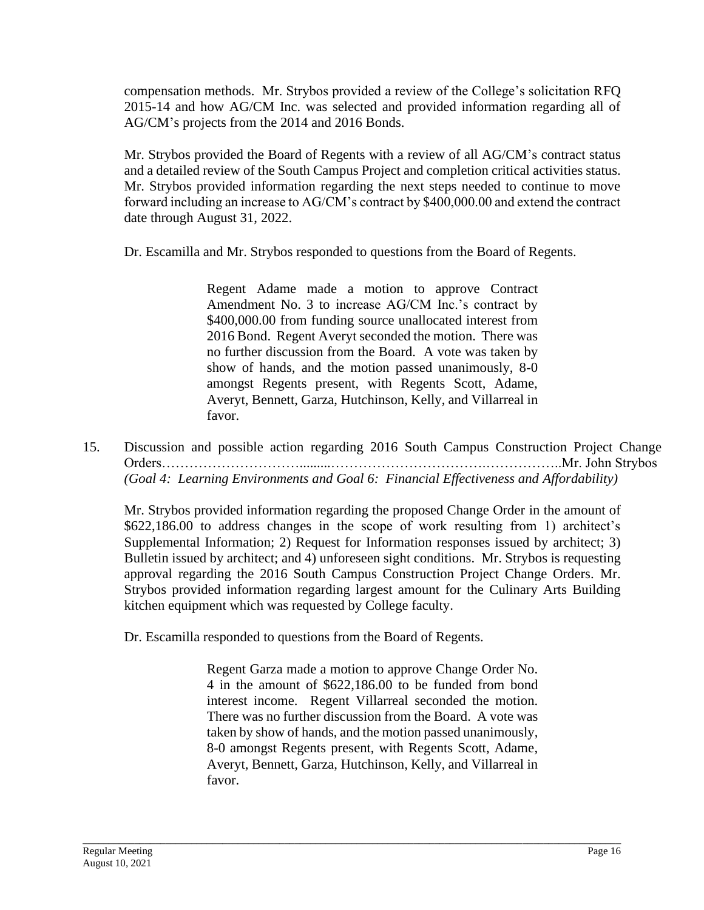compensation methods. Mr. Strybos provided a review of the College's solicitation RFQ 2015-14 and how AG/CM Inc. was selected and provided information regarding all of AG/CM's projects from the 2014 and 2016 Bonds.

Mr. Strybos provided the Board of Regents with a review of all AG/CM's contract status and a detailed review of the South Campus Project and completion critical activities status. Mr. Strybos provided information regarding the next steps needed to continue to move forward including an increase to AG/CM's contract by $400,000.00 and extend the contract date through August 31, 2022.

Dr. Escamilla and Mr. Strybos responded to questions from the Board of Regents.

> Regent Adame made a motion to approve Contract Amendment No. 3 to increase AG/CM Inc.'s contract by $400,000.00 from funding source unallocated interest from 2016 Bond. Regent Averyt seconded the motion. There was no further discussion from the Board. A vote was taken by show of hands, and the motion passed unanimously, 8-0 amongst Regents present, with Regents Scott, Adame, Averyt, Bennett, Garza, Hutchinson, Kelly, and Villarreal in favor.

15. Discussion and possible action regarding 2016 South Campus Construction Project Change Orders……………………………………………………………………………..Mr. John Strybos
*(Goal 4: Learning Environments and Goal 6: Financial Effectiveness and Affordability)*

Mr. Strybos provided information regarding the proposed Change Order in the amount of $622,186.00 to address changes in the scope of work resulting from 1) architect's Supplemental Information; 2) Request for Information responses issued by architect; 3) Bulletin issued by architect; and 4) unforeseen sight conditions. Mr. Strybos is requesting approval regarding the 2016 South Campus Construction Project Change Orders. Mr. Strybos provided information regarding largest amount for the Culinary Arts Building kitchen equipment which was requested by College faculty.

Dr. Escamilla responded to questions from the Board of Regents.

> Regent Garza made a motion to approve Change Order No. 4 in the amount of $622,186.00 to be funded from bond interest income. Regent Villarreal seconded the motion. There was no further discussion from the Board. A vote was taken by show of hands, and the motion passed unanimously, 8-0 amongst Regents present, with Regents Scott, Adame, Averyt, Bennett, Garza, Hutchinson, Kelly, and Villarreal in favor.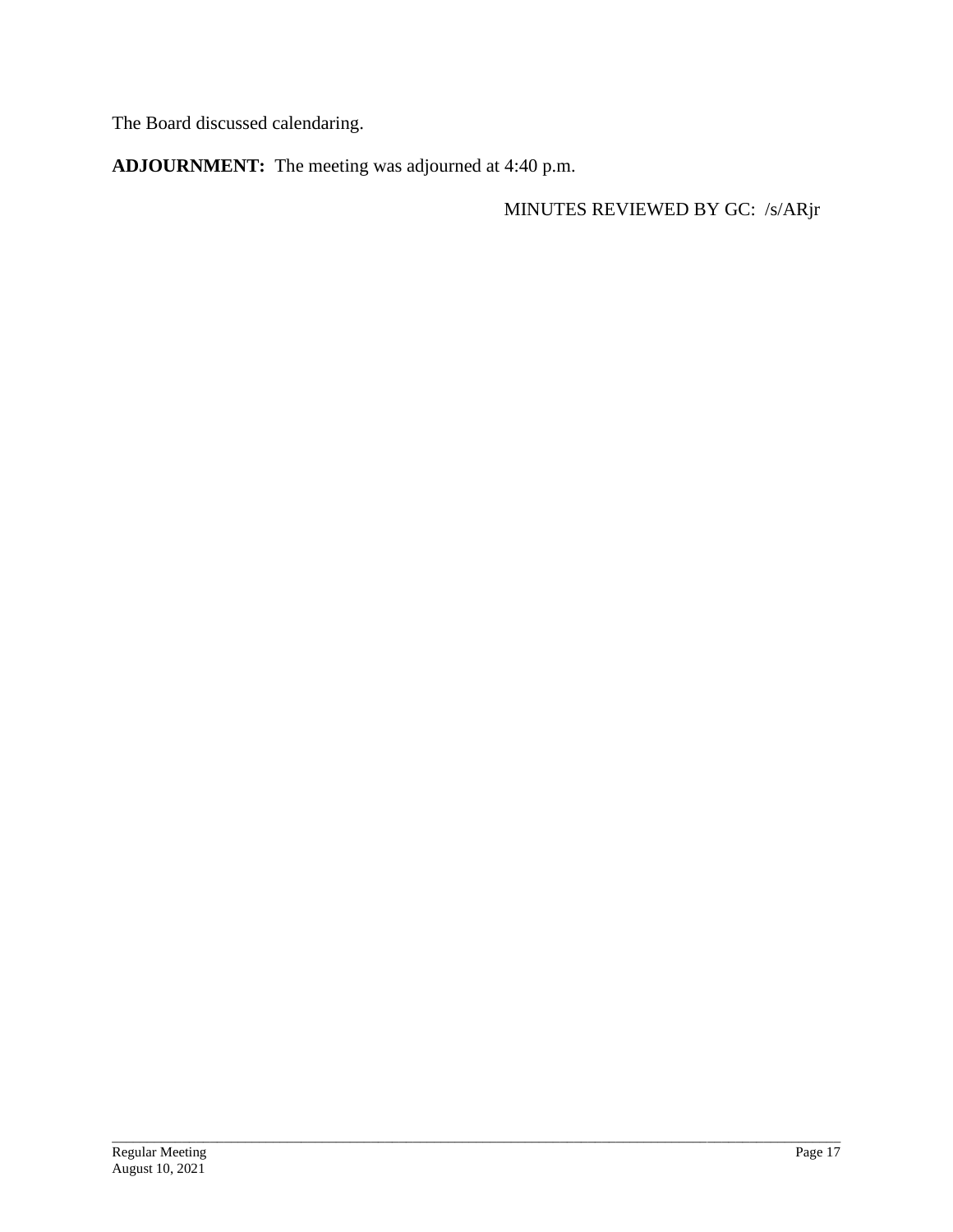The Board discussed calendaring.

**ADJOURNMENT:** The meeting was adjourned at 4:40 p.m.

MINUTES REVIEWED BY GC: /s/ARjr